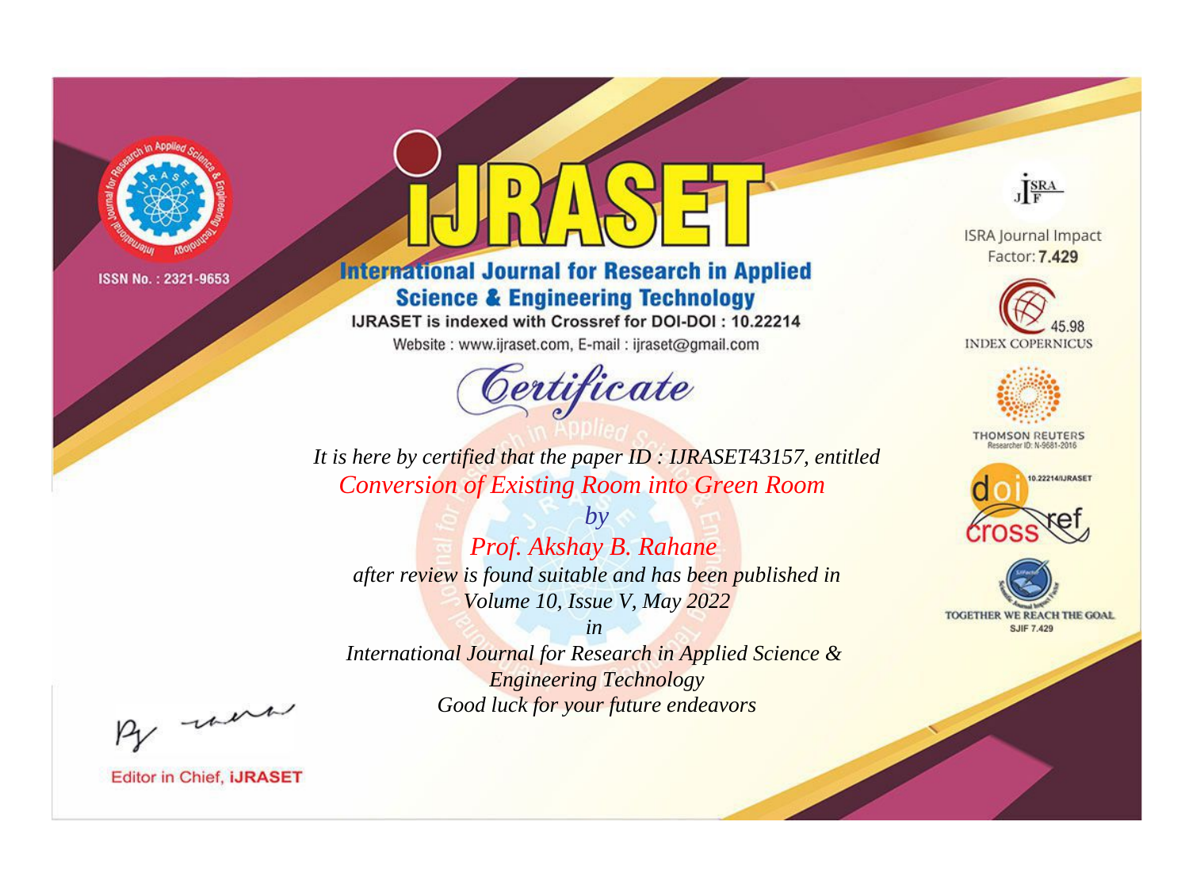ISSN No. : 2321-9653

# IJRASET

## International Journal for Research in Applied Science & Engineering Technology

IJRASET is indexed with Crossref for DOI-DOI : 10.22214

Website : www.ijraset.com, E-mail : ijraset@gmail.com

# Certificate

*It is here by certified that the paper ID : IJRASET43157, entitled*

*Conversion of Existing Room into Green Room*

*by*

*Prof. Akshay B. Rahane*

*after review is found suitable and has been published in*

*Volume 10, Issue V, May 2022*

*in*

*International Journal for Research in Applied Science & Engineering Technology*

*Good luck for your future endeavors*

ISRA Journal Impact Factor: **7.429**

45.98 INDEX COPERNICUS

THOMSON REUTERS Researcher ID: N-9681-2016

10.22214/IJRASET

TOGETHER WE REACH THE GOAL SJIF 7.429

Editor in Chief, **iJRASET**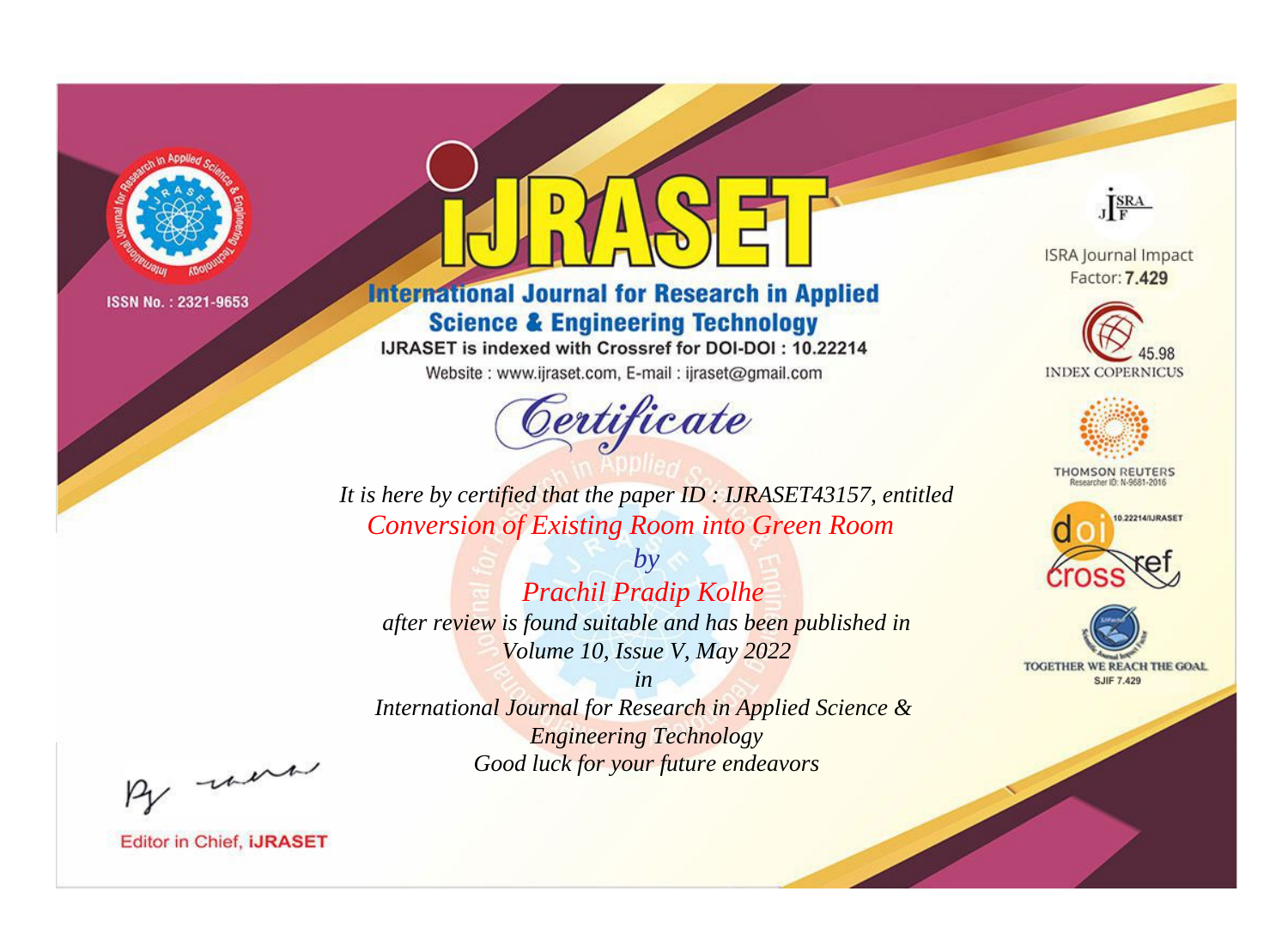ISSN No. : 2321-9653

# iJRASET

## International Journal for Research in Applied Science & Engineering Technology

IJRASET is indexed with Crossref for DOI-DOI : 10.22214

Website : www.ijraset.com, E-mail : ijraset@gmail.com

*Certificate*

*It is here by certified that the paper ID : IJRASET43157, entitled*

*Conversion of Existing Room into Green Room*

*by*

*Prachil Pradip Kolhe*

*after review is found suitable and has been published in*

*Volume 10, Issue V, May 2022*

*in*

*International Journal for Research in Applied Science & Engineering Technology*

*Good luck for your future endeavors*

ISRA Journal Impact Factor: **7.429**

45.98 INDEX COPERNICUS

THOMSON REUTERS Researcher ID: N-9681-2016

10.22214/IJRASET

TOGETHER WE REACH THE GOAL SJIF 7.429

Editor in Chief, **iJRASET**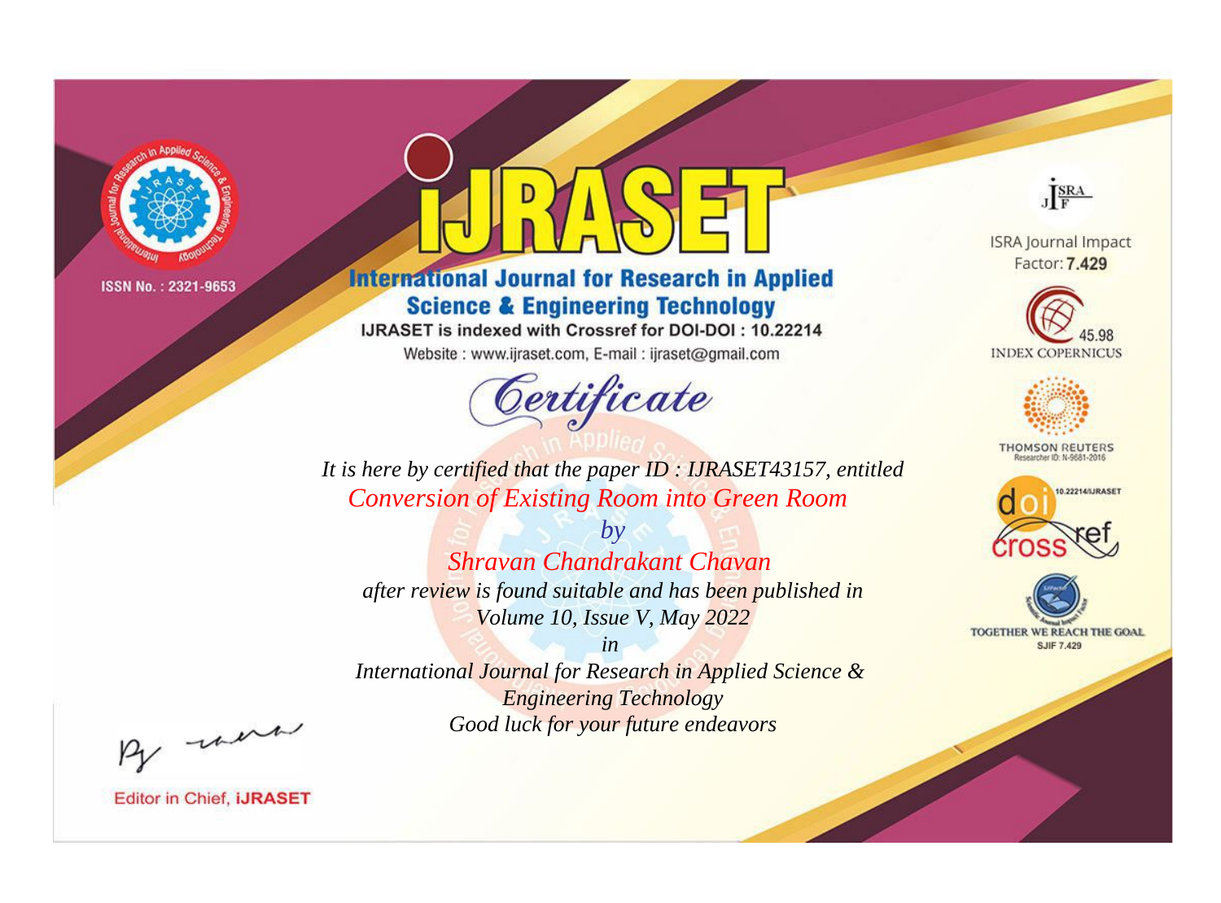ISSN No. : 2321-9653

# iJRASET

## International Journal for Research in Applied Science & Engineering Technology

IJRASET is indexed with Crossref for DOI-DOI : 10.22214

Website : www.ijraset.com, E-mail : ijraset@gmail.com

## Certificate

*It is here by certified that the paper ID : IJRASET43157, entitled*

*Conversion of Existing Room into Green Room*

*by*

*Shravan Chandrakant Chavan*

*after review is found suitable and has been published in*

*Volume 10, Issue V, May 2022*

*in*

*International Journal for Research in Applied Science & Engineering Technology*

*Good luck for your future endeavors*

ISRA Journal Impact Factor: **7.429**

45.98 INDEX COPERNICUS

THOMSON REUTERS Researcher ID: N-9681-2016

10.22214/IJRASET

TOGETHER WE REACH THE GOAL SJIF 7.429

Editor in Chief, **iJRASET**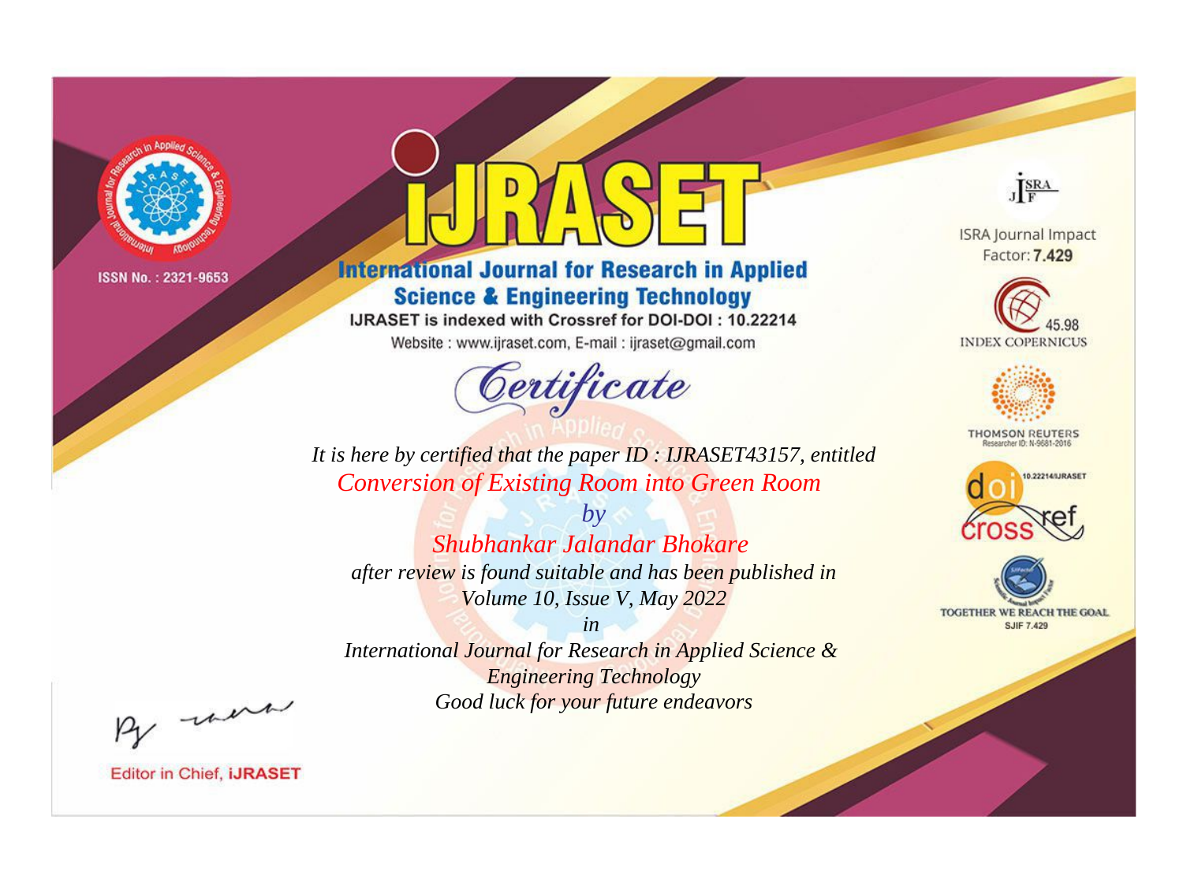ISSN No. : 2321-9653

# iJRASET

## International Journal for Research in Applied Science & Engineering Technology

IJRASET is indexed with Crossref for DOI-DOI : 10.22214

Website : www.ijraset.com, E-mail : ijraset@gmail.com

*Certificate*

*It is here by certified that the paper ID : IJRASET43157, entitled*

*Conversion of Existing Room into Green Room*

*by*

*Shubhankar Jalandar Bhokare*

*after review is found suitable and has been published in*

*Volume 10, Issue V, May 2022*

*in*

*International Journal for Research in Applied Science & Engineering Technology*

*Good luck for your future endeavors*

ISRA Journal Impact Factor: **7.429**

45.98 INDEX COPERNICUS

THOMSON REUTERS Researcher ID: N-9681-2016

10.22214/IJRASET

TOGETHER WE REACH THE GOAL SJIF 7.429

Editor in Chief, **iJRASET**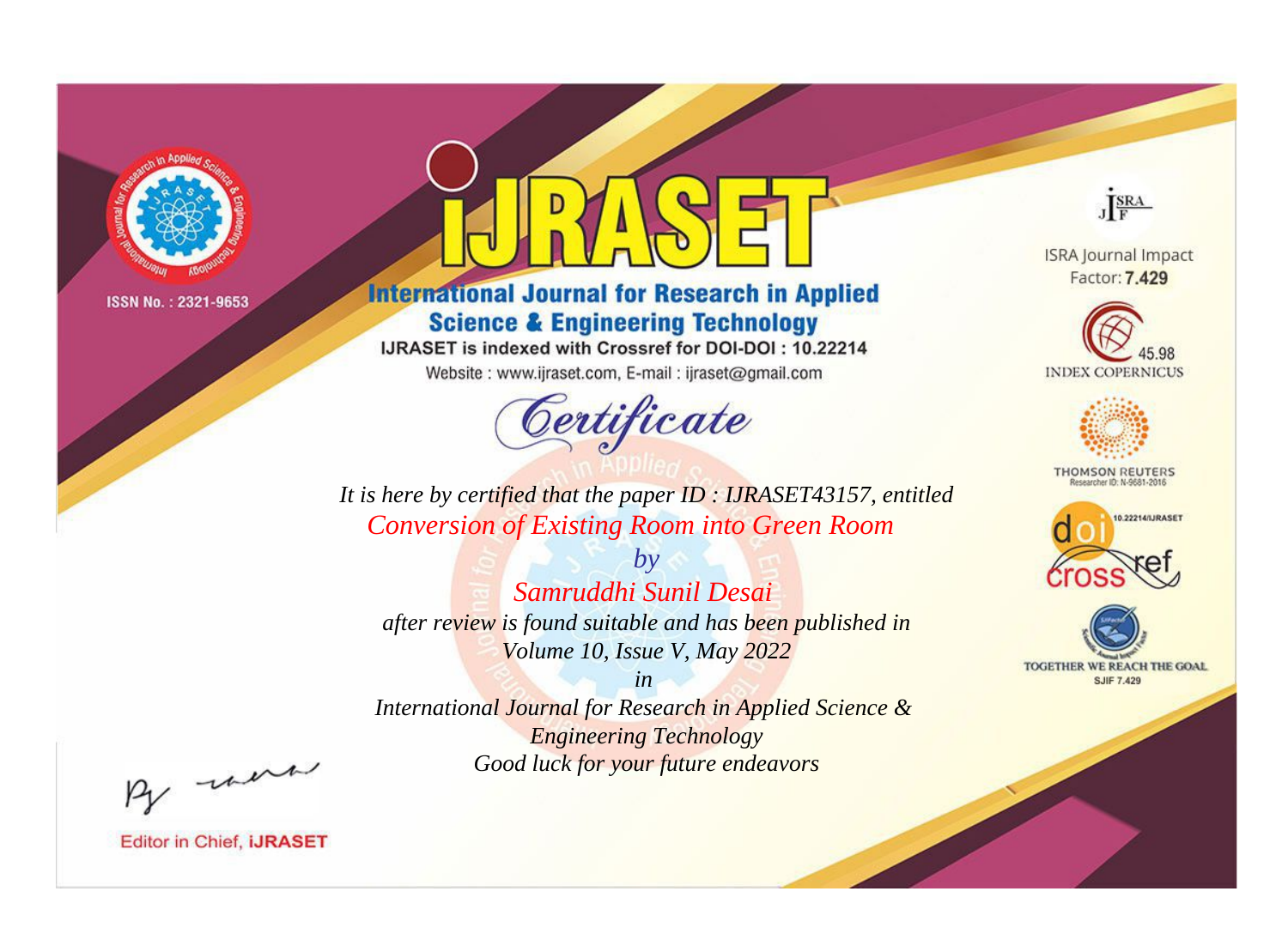ISSN No. : 2321-9653

# IJRASET

## International Journal for Research in Applied Science & Engineering Technology

IJRASET is indexed with Crossref for DOI-DOI : 10.22214

Website : www.ijraset.com, E-mail : ijraset@gmail.com

ISRA Journal Impact Factor: **7.429**

45.98 INDEX COPERNICUS

THOMSON REUTERS Researcher ID: N-9681-2016

10.22214/IJRASET

TOGETHER WE REACH THE GOAL SJIF 7.429

*Certificate*

*It is here by certified that the paper ID : IJRASET43157, entitled*

*Conversion of Existing Room into Green Room*

*by*

*Samruddhi Sunil Desai*

*after review is found suitable and has been published in*

*Volume 10, Issue V, May 2022*

*in*

*International Journal for Research in Applied Science & Engineering Technology*

*Good luck for your future endeavors*

Editor in Chief, **iJRASET**